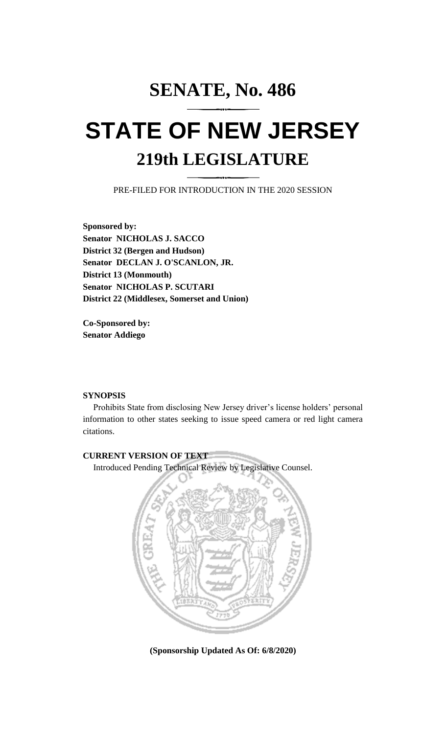# SENATE, No. 486

# STATE OF NEW JERSEY

## 219th LEGISLATURE

PRE-FILED FOR INTRODUCTION IN THE 2020 SESSION

**Sponsored by:**
**Senator NICHOLAS J. SACCO**
**District 32 (Bergen and Hudson)**
**Senator DECLAN J. O'SCANLON, JR.**
**District 13 (Monmouth)**
**Senator NICHOLAS P. SCUTARI**
**District 22 (Middlesex, Somerset and Union)**

**Co-Sponsored by:**
**Senator Addiego**

**SYNOPSIS**

Prohibits State from disclosing New Jersey driver's license holders' personal information to other states seeking to issue speed camera or red light camera citations.

**CURRENT VERSION OF TEXT**

Introduced Pending Technical Review by Legislative Counsel.

**(Sponsorship Updated As Of: 6/8/2020)**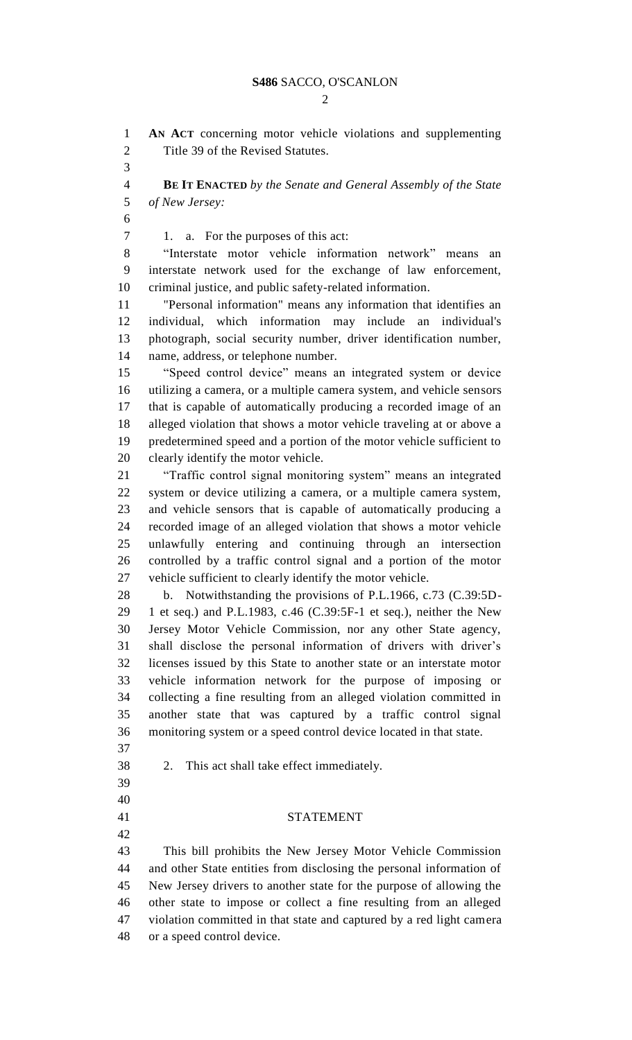**AN ACT** concerning motor vehicle violations and supplementing Title 39 of the Revised Statutes.

**BE IT ENACTED** *by the Senate and General Assembly of the State of New Jersey:*

1. a. For the purposes of this act:

"Interstate motor vehicle information network" means an interstate network used for the exchange of law enforcement, criminal justice, and public safety-related information.

"Personal information" means any information that identifies an individual, which information may include an individual's photograph, social security number, driver identification number, name, address, or telephone number.

"Speed control device" means an integrated system or device utilizing a camera, or a multiple camera system, and vehicle sensors that is capable of automatically producing a recorded image of an alleged violation that shows a motor vehicle traveling at or above a predetermined speed and a portion of the motor vehicle sufficient to clearly identify the motor vehicle.

"Traffic control signal monitoring system" means an integrated system or device utilizing a camera, or a multiple camera system, and vehicle sensors that is capable of automatically producing a recorded image of an alleged violation that shows a motor vehicle unlawfully entering and continuing through an intersection controlled by a traffic control signal and a portion of the motor vehicle sufficient to clearly identify the motor vehicle.

b. Notwithstanding the provisions of P.L.1966, c.73 (C.39:5D-1 et seq.) and P.L.1983, c.46 (C.39:5F-1 et seq.), neither the New Jersey Motor Vehicle Commission, nor any other State agency, shall disclose the personal information of drivers with driver's licenses issued by this State to another state or an interstate motor vehicle information network for the purpose of imposing or collecting a fine resulting from an alleged violation committed in another state that was captured by a traffic control signal monitoring system or a speed control device located in that state.

2. This act shall take effect immediately.

## STATEMENT

This bill prohibits the New Jersey Motor Vehicle Commission and other State entities from disclosing the personal information of New Jersey drivers to another state for the purpose of allowing the other state to impose or collect a fine resulting from an alleged violation committed in that state and captured by a red light camera or a speed control device.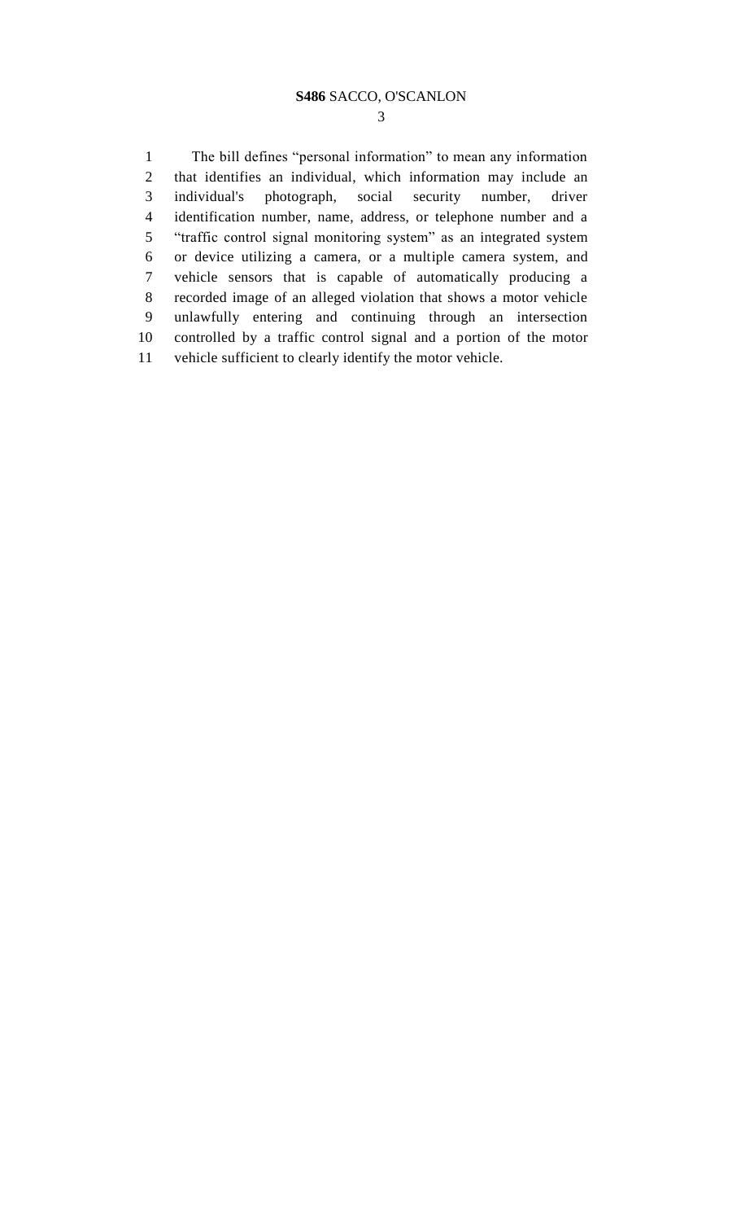The bill defines "personal information" to mean any information that identifies an individual, which information may include an individual's photograph, social security number, driver identification number, name, address, or telephone number and a "traffic control signal monitoring system" as an integrated system or device utilizing a camera, or a multiple camera system, and vehicle sensors that is capable of automatically producing a recorded image of an alleged violation that shows a motor vehicle unlawfully entering and continuing through an intersection controlled by a traffic control signal and a portion of the motor vehicle sufficient to clearly identify the motor vehicle.